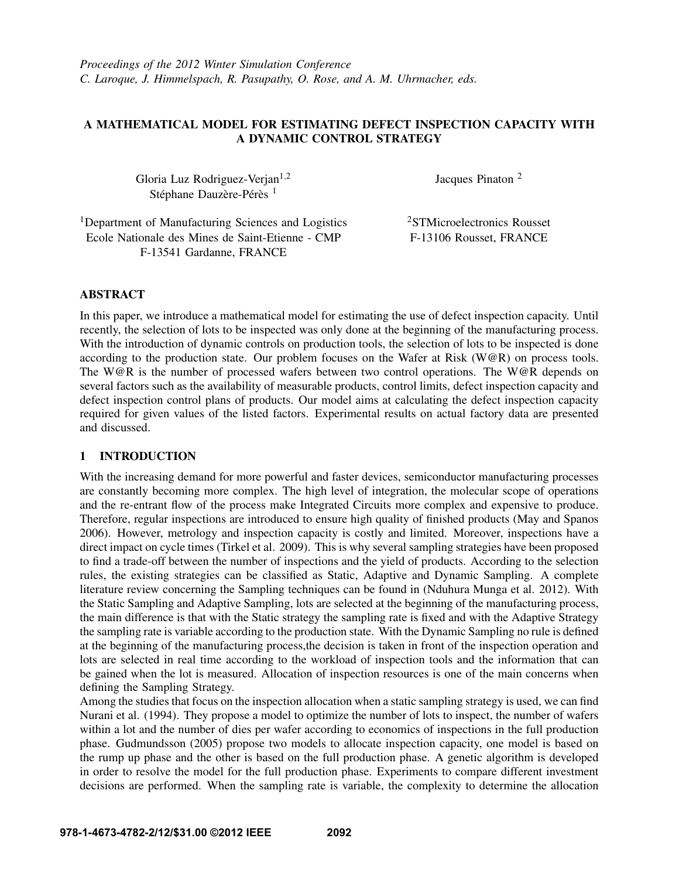*Proceedings of the 2012 Winter Simulation Conference*
*C. Laroque, J. Himmelspach, R. Pasupathy, O. Rose, and A. M. Uhrmacher, eds.*

# A MATHEMATICAL MODEL FOR ESTIMATING DEFECT INSPECTION CAPACITY WITH A DYNAMIC CONTROL STRATEGY

Gloria Luz Rodriguez-Verjan[1,2]
Stéphane Dauzère-Pérès [1]

Jacques Pinaton [2]

[1]Department of Manufacturing Sciences and Logistics
Ecole Nationale des Mines de Saint-Etienne - CMP
F-13541 Gardanne, FRANCE

[2]STMicroelectronics Rousset
F-13106 Rousset, FRANCE

## ABSTRACT

In this paper, we introduce a mathematical model for estimating the use of defect inspection capacity. Until recently, the selection of lots to be inspected was only done at the beginning of the manufacturing process. With the introduction of dynamic controls on production tools, the selection of lots to be inspected is done according to the production state. Our problem focuses on the Wafer at Risk (W@R) on process tools. The W@R is the number of processed wafers between two control operations. The W@R depends on several factors such as the availability of measurable products, control limits, defect inspection capacity and defect inspection control plans of products. Our model aims at calculating the defect inspection capacity required for given values of the listed factors. Experimental results on actual factory data are presented and discussed.

## 1 INTRODUCTION

With the increasing demand for more powerful and faster devices, semiconductor manufacturing processes are constantly becoming more complex. The high level of integration, the molecular scope of operations and the re-entrant flow of the process make Integrated Circuits more complex and expensive to produce. Therefore, regular inspections are introduced to ensure high quality of finished products (May and Spanos 2006). However, metrology and inspection capacity is costly and limited. Moreover, inspections have a direct impact on cycle times (Tirkel et al. 2009). This is why several sampling strategies have been proposed to find a trade-off between the number of inspections and the yield of products. According to the selection rules, the existing strategies can be classified as Static, Adaptive and Dynamic Sampling. A complete literature review concerning the Sampling techniques can be found in (Nduhura Munga et al. 2012). With the Static Sampling and Adaptive Sampling, lots are selected at the beginning of the manufacturing process, the main difference is that with the Static strategy the sampling rate is fixed and with the Adaptive Strategy the sampling rate is variable according to the production state. With the Dynamic Sampling no rule is defined at the beginning of the manufacturing process,the decision is taken in front of the inspection operation and lots are selected in real time according to the workload of inspection tools and the information that can be gained when the lot is measured. Allocation of inspection resources is one of the main concerns when defining the Sampling Strategy.

Among the studies that focus on the inspection allocation when a static sampling strategy is used, we can find Nurani et al. (1994). They propose a model to optimize the number of lots to inspect, the number of wafers within a lot and the number of dies per wafer according to economics of inspections in the full production phase. Gudmundsson (2005) propose two models to allocate inspection capacity, one model is based on the rump up phase and the other is based on the full production phase. A genetic algorithm is developed in order to resolve the model for the full production phase. Experiments to compare different investment decisions are performed. When the sampling rate is variable, the complexity to determine the allocation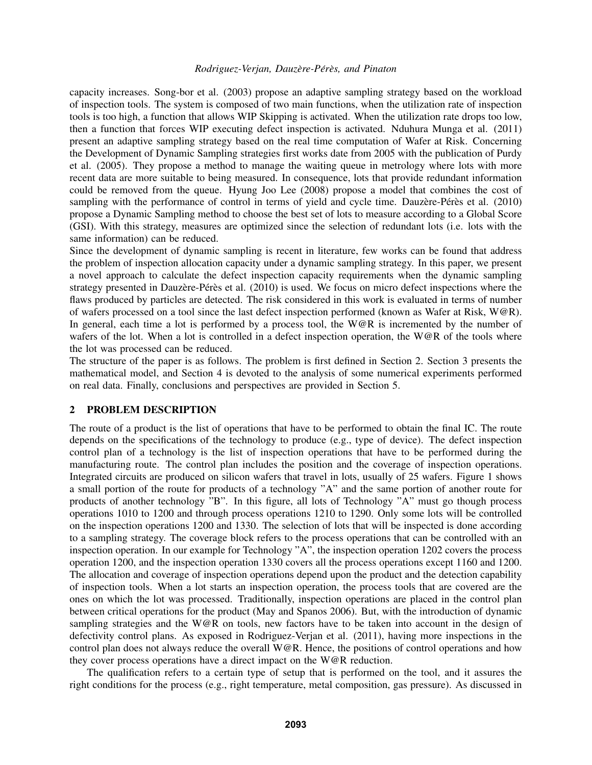capacity increases. Song-bor et al. (2003) propose an adaptive sampling strategy based on the workload of inspection tools. The system is composed of two main functions, when the utilization rate of inspection tools is too high, a function that allows WIP Skipping is activated. When the utilization rate drops too low, then a function that forces WIP executing defect inspection is activated. Nduhura Munga et al. (2011) present an adaptive sampling strategy based on the real time computation of Wafer at Risk. Concerning the Development of Dynamic Sampling strategies first works date from 2005 with the publication of Purdy et al. (2005). They propose a method to manage the waiting queue in metrology where lots with more recent data are more suitable to being measured. In consequence, lots that provide redundant information could be removed from the queue. Hyung Joo Lee (2008) propose a model that combines the cost of sampling with the performance of control in terms of yield and cycle time. Dauzère-Pérès et al. (2010) propose a Dynamic Sampling method to choose the best set of lots to measure according to a Global Score (GSI). With this strategy, measures are optimized since the selection of redundant lots (i.e. lots with the same information) can be reduced.

Since the development of dynamic sampling is recent in literature, few works can be found that address the problem of inspection allocation capacity under a dynamic sampling strategy. In this paper, we present a novel approach to calculate the defect inspection capacity requirements when the dynamic sampling strategy presented in Dauzère-Pérès et al. (2010) is used. We focus on micro defect inspections where the flaws produced by particles are detected. The risk considered in this work is evaluated in terms of number of wafers processed on a tool since the last defect inspection performed (known as Wafer at Risk, W@R). In general, each time a lot is performed by a process tool, the W@R is incremented by the number of wafers of the lot. When a lot is controlled in a defect inspection operation, the W@R of the tools where the lot was processed can be reduced.

The structure of the paper is as follows. The problem is first defined in Section 2. Section 3 presents the mathematical model, and Section 4 is devoted to the analysis of some numerical experiments performed on real data. Finally, conclusions and perspectives are provided in Section 5.

## 2 PROBLEM DESCRIPTION

The route of a product is the list of operations that have to be performed to obtain the final IC. The route depends on the specifications of the technology to produce (e.g., type of device). The defect inspection control plan of a technology is the list of inspection operations that have to be performed during the manufacturing route. The control plan includes the position and the coverage of inspection operations. Integrated circuits are produced on silicon wafers that travel in lots, usually of 25 wafers. Figure 1 shows a small portion of the route for products of a technology "A" and the same portion of another route for products of another technology "B". In this figure, all lots of Technology "A" must go though process operations 1010 to 1200 and through process operations 1210 to 1290. Only some lots will be controlled on the inspection operations 1200 and 1330. The selection of lots that will be inspected is done according to a sampling strategy. The coverage block refers to the process operations that can be controlled with an inspection operation. In our example for Technology "A", the inspection operation 1202 covers the process operation 1200, and the inspection operation 1330 covers all the process operations except 1160 and 1200. The allocation and coverage of inspection operations depend upon the product and the detection capability of inspection tools. When a lot starts an inspection operation, the process tools that are covered are the ones on which the lot was processed. Traditionally, inspection operations are placed in the control plan between critical operations for the product (May and Spanos 2006). But, with the introduction of dynamic sampling strategies and the W@R on tools, new factors have to be taken into account in the design of defectivity control plans. As exposed in Rodriguez-Verjan et al. (2011), having more inspections in the control plan does not always reduce the overall W@R. Hence, the positions of control operations and how they cover process operations have a direct impact on the W@R reduction.

The qualification refers to a certain type of setup that is performed on the tool, and it assures the right conditions for the process (e.g., right temperature, metal composition, gas pressure). As discussed in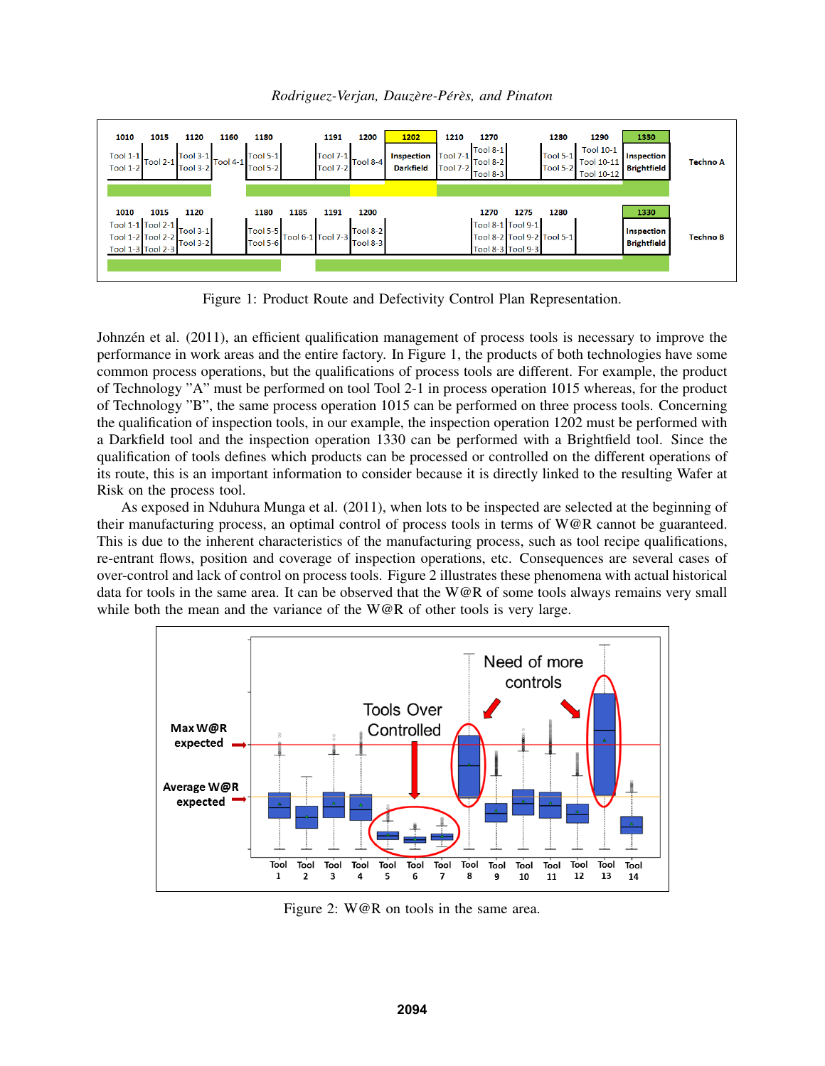Figure 1: Product Route and Defectivity Control Plan Representation.

Johnzén et al. (2011), an efficient qualification management of process tools is necessary to improve the performance in work areas and the entire factory. In Figure 1, the products of both technologies have some common process operations, but the qualifications of process tools are different. For example, the product of Technology "A" must be performed on tool Tool 2-1 in process operation 1015 whereas, for the product of Technology "B", the same process operation 1015 can be performed on three process tools. Concerning the qualification of inspection tools, in our example, the inspection operation 1202 must be performed with a Darkfield tool and the inspection operation 1330 can be performed with a Brightfield tool. Since the qualification of tools defines which products can be processed or controlled on the different operations of its route, this is an important information to consider because it is directly linked to the resulting Wafer at Risk on the process tool.

As exposed in Nduhura Munga et al. (2011), when lots to be inspected are selected at the beginning of their manufacturing process, an optimal control of process tools in terms of W@R cannot be guaranteed. This is due to the inherent characteristics of the manufacturing process, such as tool recipe qualifications, re-entrant flows, position and coverage of inspection operations, etc. Consequences are several cases of over-control and lack of control on process tools. Figure 2 illustrates these phenomena with actual historical data for tools in the same area. It can be observed that the W@R of some tools always remains very small while both the mean and the variance of the W@R of other tools is very large.

Figure 2: W@R on tools in the same area.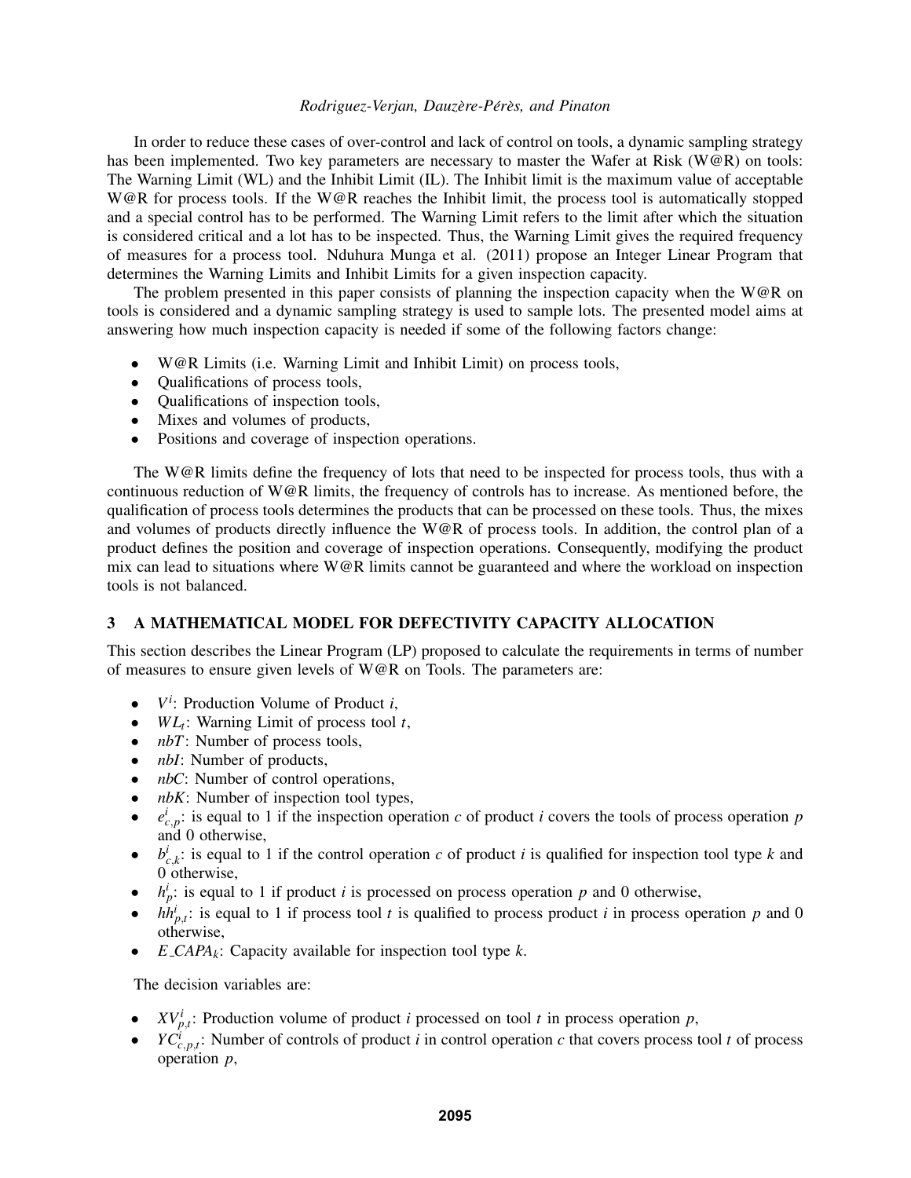In order to reduce these cases of over-control and lack of control on tools, a dynamic sampling strategy has been implemented. Two key parameters are necessary to master the Wafer at Risk (W@R) on tools: The Warning Limit (WL) and the Inhibit Limit (IL). The Inhibit limit is the maximum value of acceptable W@R for process tools. If the W@R reaches the Inhibit limit, the process tool is automatically stopped and a special control has to be performed. The Warning Limit refers to the limit after which the situation is considered critical and a lot has to be inspected. Thus, the Warning Limit gives the required frequency of measures for a process tool. Nduhura Munga et al. (2011) propose an Integer Linear Program that determines the Warning Limits and Inhibit Limits for a given inspection capacity.

The problem presented in this paper consists of planning the inspection capacity when the W@R on tools is considered and a dynamic sampling strategy is used to sample lots. The presented model aims at answering how much inspection capacity is needed if some of the following factors change:

- W@R Limits (i.e. Warning Limit and Inhibit Limit) on process tools,
- Qualifications of process tools,
- Qualifications of inspection tools,
- Mixes and volumes of products,
- Positions and coverage of inspection operations.

The W@R limits define the frequency of lots that need to be inspected for process tools, thus with a continuous reduction of W@R limits, the frequency of controls has to increase. As mentioned before, the qualification of process tools determines the products that can be processed on these tools. Thus, the mixes and volumes of products directly influence the W@R of process tools. In addition, the control plan of a product defines the position and coverage of inspection operations. Consequently, modifying the product mix can lead to situations where W@R limits cannot be guaranteed and where the workload on inspection tools is not balanced.

## 3 A MATHEMATICAL MODEL FOR DEFECTIVITY CAPACITY ALLOCATION

This section describes the Linear Program (LP) proposed to calculate the requirements in terms of number of measures to ensure given levels of W@R on Tools. The parameters are:

- $V^i$: Production Volume of Product $i$,
- $WL_t$: Warning Limit of process tool $t$,
- $nbT$: Number of process tools,
- $nbI$: Number of products,
- $nbC$: Number of control operations,
- $nbK$: Number of inspection tool types,
- $e^i_{c,p}$: is equal to 1 if the inspection operation $c$ of product $i$ covers the tools of process operation $p$ and 0 otherwise,
- $b^i_{c,k}$: is equal to 1 if the control operation $c$ of product $i$ is qualified for inspection tool type $k$ and 0 otherwise,
- $h^i_p$: is equal to 1 if product $i$ is processed on process operation $p$ and 0 otherwise,
- $hh^i_{p,t}$: is equal to 1 if process tool $t$ is qualified to process product $i$ in process operation $p$ and 0 otherwise,
- $E\_CAPA_k$: Capacity available for inspection tool type $k$.

The decision variables are:

- $XV^i_{p,t}$: Production volume of product $i$ processed on tool $t$ in process operation $p$,
- $YC^i_{c,p,t}$: Number of controls of product $i$ in control operation $c$ that covers process tool $t$ of process operation $p$,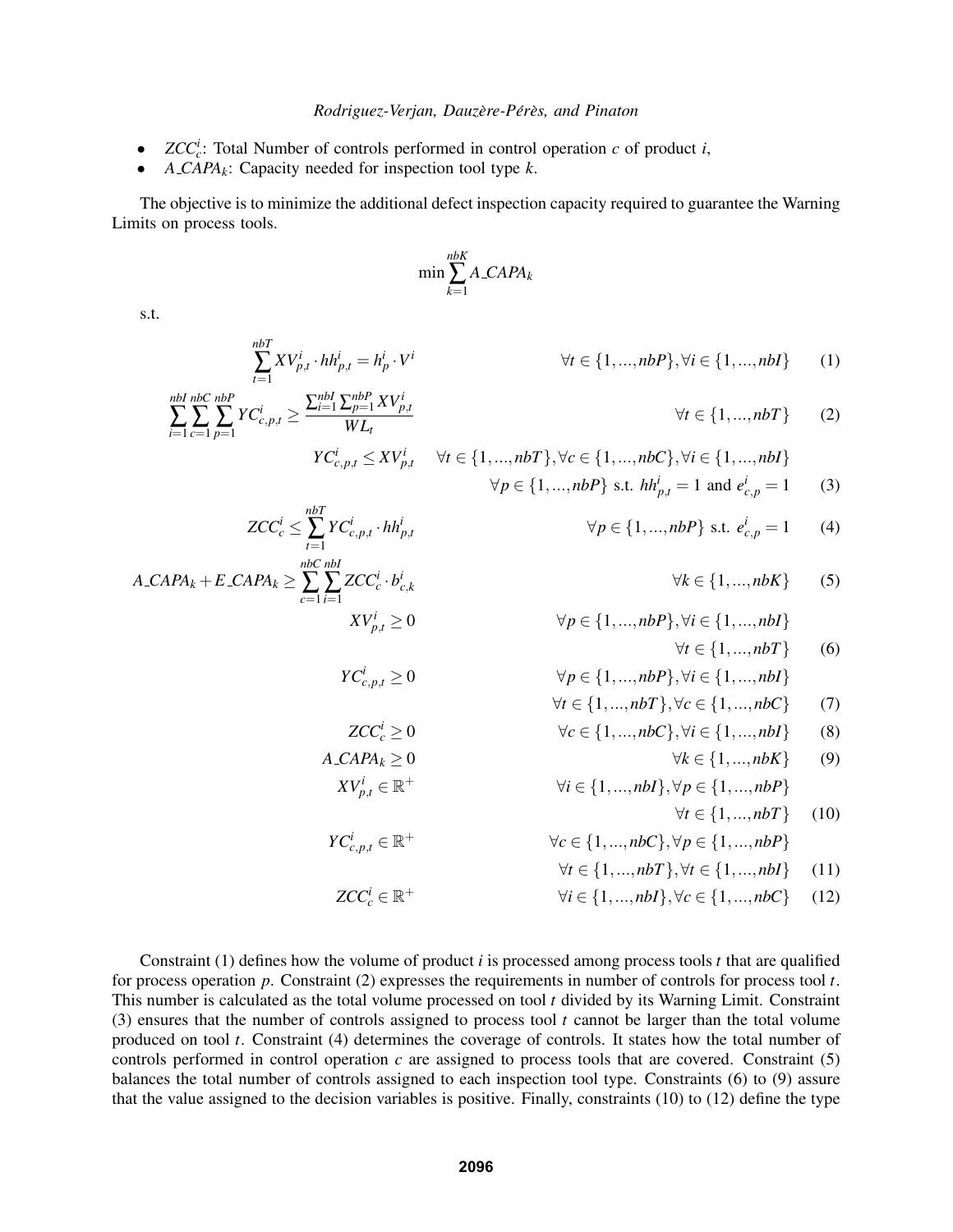- $ZCC_c^i$: Total Number of controls performed in control operation $c$ of product $i$,
- $A\_CAPA_k$: Capacity needed for inspection tool type $k$.

The objective is to minimize the additional defect inspection capacity required to guarantee the Warning Limits on process tools.

$$\min \sum_{k=1}^{nbK} A\_CAPA_k$$

s.t.

$$\sum_{t=1}^{nbT} XV_{p,t}^i \cdot hh_{p,t}^i = h_p^i \cdot V^i \qquad \forall t \in \{1,...,nbP\}, \forall i \in \{1,...,nbI\} \tag{1}$$

$$\sum_{i=1}^{nbI} \sum_{c=1}^{nbC} \sum_{p=1}^{nbP} YC_{c,p,t}^i \geq \frac{\sum_{i=1}^{nbI} \sum_{p=1}^{nbP} XV_{p,t}^i}{WL_t} \qquad \forall t \in \{1,...,nbT\} \tag{2}$$

$$YC_{c,p,t}^i \leq XV_{p,t}^i \qquad \forall t \in \{1,...,nbT\}, \forall c \in \{1,...,nbC\}, \forall i \in \{1,...,nbI\}$$
$$\forall p \in \{1,...,nbP\} \text{ s.t. } hh_{p,t}^i = 1 \text{ and } e_{c,p}^i = 1 \tag{3}$$

$$ZCC_c^i \leq \sum_{t=1}^{nbT} YC_{c,p,t}^i \cdot hh_{p,t}^i \qquad \forall p \in \{1,...,nbP\} \text{ s.t. } e_{c,p}^i = 1 \tag{4}$$

$$A\_CAPA_k + E\_CAPA_k \geq \sum_{c=1}^{nbC} \sum_{i=1}^{nbI} ZCC_c^i \cdot b_{c,k}^i \qquad \forall k \in \{1,...,nbK\} \tag{5}$$

$$XV_{p,t}^i \geq 0 \qquad \forall p \in \{1,...,nbP\}, \forall i \in \{1,...,nbI\}, \forall t \in \{1,...,nbT\} \tag{6}$$

$$YC_{c,p,t}^i \geq 0 \qquad \forall p \in \{1,...,nbP\}, \forall i \in \{1,...,nbI\}, \forall t \in \{1,...,nbT\}, \forall c \in \{1,...,nbC\} \tag{7}$$

$$ZCC_c^i \geq 0 \qquad \forall c \in \{1,...,nbC\}, \forall i \in \{1,...,nbI\} \tag{8}$$

$$A\_CAPA_k \geq 0 \qquad \forall k \in \{1,...,nbK\} \tag{9}$$

$$XV_{p,t}^i \in \mathbb{R}^+ \qquad \forall i \in \{1,...,nbI\}, \forall p \in \{1,...,nbP\}, \forall t \in \{1,...,nbT\} \tag{10}$$

$$YC_{c,p,t}^i \in \mathbb{R}^+ \qquad \forall c \in \{1,...,nbC\}, \forall p \in \{1,...,nbP\}, \forall t \in \{1,...,nbT\}, \forall t \in \{1,...,nbI\} \tag{11}$$

$$ZCC_c^i \in \mathbb{R}^+ \qquad \forall i \in \{1,...,nbI\}, \forall c \in \{1,...,nbC\} \tag{12}$$

Constraint (1) defines how the volume of product $i$ is processed among process tools $t$ that are qualified for process operation $p$. Constraint (2) expresses the requirements in number of controls for process tool $t$. This number is calculated as the total volume processed on tool $t$ divided by its Warning Limit. Constraint (3) ensures that the number of controls assigned to process tool $t$ cannot be larger than the total volume produced on tool $t$. Constraint (4) determines the coverage of controls. It states how the total number of controls performed in control operation $c$ are assigned to process tools that are covered. Constraint (5) balances the total number of controls assigned to each inspection tool type. Constraints (6) to (9) assure that the value assigned to the decision variables is positive. Finally, constraints (10) to (12) define the type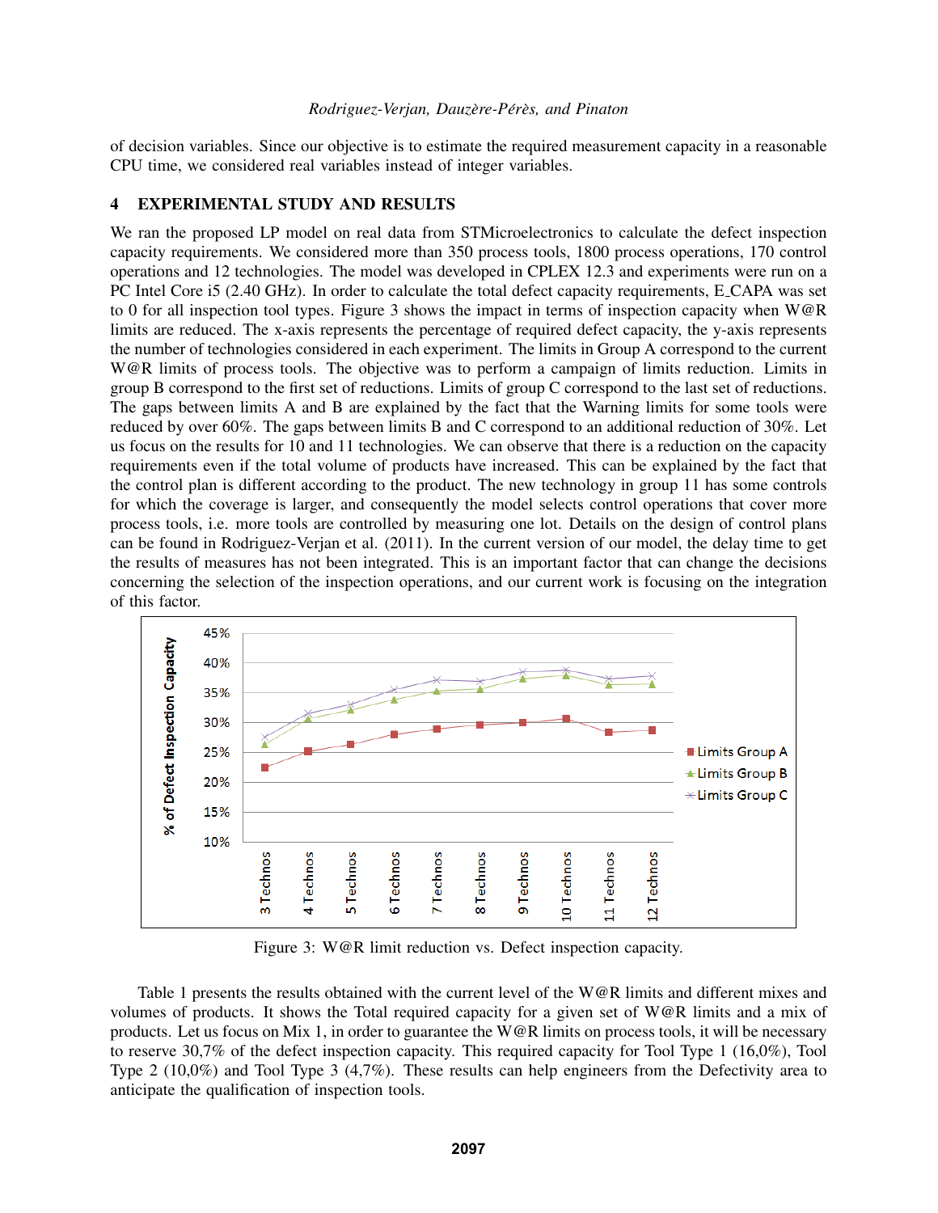of decision variables. Since our objective is to estimate the required measurement capacity in a reasonable CPU time, we considered real variables instead of integer variables.

## 4 EXPERIMENTAL STUDY AND RESULTS

We ran the proposed LP model on real data from STMicroelectronics to calculate the defect inspection capacity requirements. We considered more than 350 process tools, 1800 process operations, 170 control operations and 12 technologies. The model was developed in CPLEX 12.3 and experiments were run on a PC Intel Core i5 (2.40 GHz). In order to calculate the total defect capacity requirements, E_CAPA was set to 0 for all inspection tool types. Figure 3 shows the impact in terms of inspection capacity when W@R limits are reduced. The x-axis represents the percentage of required defect capacity, the y-axis represents the number of technologies considered in each experiment. The limits in Group A correspond to the current W@R limits of process tools. The objective was to perform a campaign of limits reduction. Limits in group B correspond to the first set of reductions. Limits of group C correspond to the last set of reductions. The gaps between limits A and B are explained by the fact that the Warning limits for some tools were reduced by over 60%. The gaps between limits B and C correspond to an additional reduction of 30%. Let us focus on the results for 10 and 11 technologies. We can observe that there is a reduction on the capacity requirements even if the total volume of products have increased. This can be explained by the fact that the control plan is different according to the product. The new technology in group 11 has some controls for which the coverage is larger, and consequently the model selects control operations that cover more process tools, i.e. more tools are controlled by measuring one lot. Details on the design of control plans can be found in Rodriguez-Verjan et al. (2011). In the current version of our model, the delay time to get the results of measures has not been integrated. This is an important factor that can change the decisions concerning the selection of the inspection operations, and our current work is focusing on the integration of this factor.

Figure 3: W@R limit reduction vs. Defect inspection capacity.

Table 1 presents the results obtained with the current level of the W@R limits and different mixes and volumes of products. It shows the Total required capacity for a given set of W@R limits and a mix of products. Let us focus on Mix 1, in order to guarantee the W@R limits on process tools, it will be necessary to reserve 30,7% of the defect inspection capacity. This required capacity for Tool Type 1 (16,0%), Tool Type 2 (10,0%) and Tool Type 3 (4,7%). These results can help engineers from the Defectivity area to anticipate the qualification of inspection tools.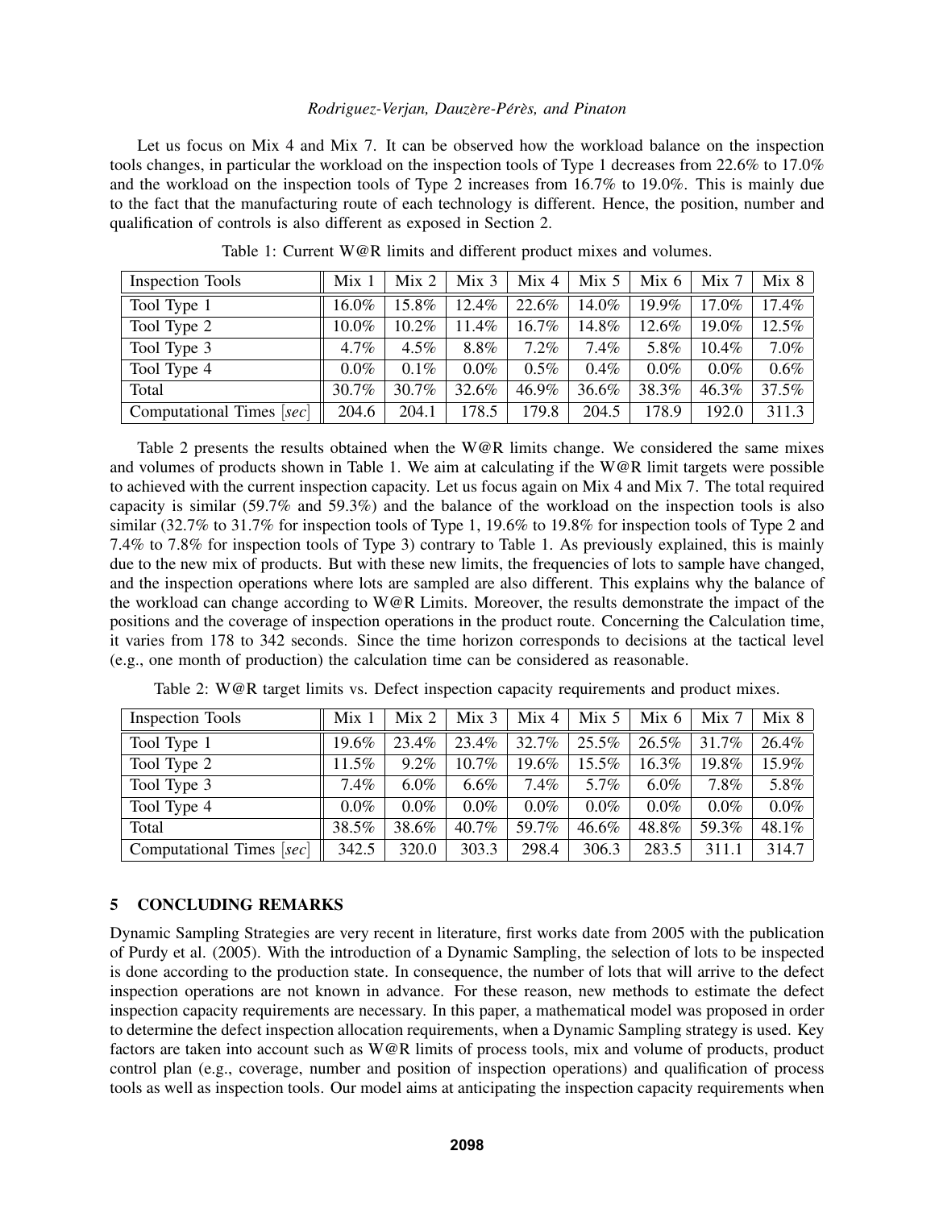Let us focus on Mix 4 and Mix 7. It can be observed how the workload balance on the inspection tools changes, in particular the workload on the inspection tools of Type 1 decreases from 22.6% to 17.0% and the workload on the inspection tools of Type 2 increases from 16.7% to 19.0%. This is mainly due to the fact that the manufacturing route of each technology is different. Hence, the position, number and qualification of controls is also different as exposed in Section 2.

Table 1: Current W@R limits and different product mixes and volumes.

| Inspection Tools | Mix 1 | Mix 2 | Mix 3 | Mix 4 | Mix 5 | Mix 6 | Mix 7 | Mix 8 |
|---|---|---|---|---|---|---|---|---|
| Tool Type 1 | 16.0% | 15.8% | 12.4% | 22.6% | 14.0% | 19.9% | 17.0% | 17.4% |
| Tool Type 2 | 10.0% | 10.2% | 11.4% | 16.7% | 14.8% | 12.6% | 19.0% | 12.5% |
| Tool Type 3 | 4.7% | 4.5% | 8.8% | 7.2% | 7.4% | 5.8% | 10.4% | 7.0% |
| Tool Type 4 | 0.0% | 0.1% | 0.0% | 0.5% | 0.4% | 0.0% | 0.0% | 0.6% |
| Total | 30.7% | 30.7% | 32.6% | 46.9% | 36.6% | 38.3% | 46.3% | 37.5% |
| Computational Times [*sec*] | 204.6 | 204.1 | 178.5 | 179.8 | 204.5 | 178.9 | 192.0 | 311.3 |

Table 2 presents the results obtained when the W@R limits change. We considered the same mixes and volumes of products shown in Table 1. We aim at calculating if the W@R limit targets were possible to achieved with the current inspection capacity. Let us focus again on Mix 4 and Mix 7. The total required capacity is similar (59.7% and 59.3%) and the balance of the workload on the inspection tools is also similar (32.7% to 31.7% for inspection tools of Type 1, 19.6% to 19.8% for inspection tools of Type 2 and 7.4% to 7.8% for inspection tools of Type 3) contrary to Table 1. As previously explained, this is mainly due to the new mix of products. But with these new limits, the frequencies of lots to sample have changed, and the inspection operations where lots are sampled are also different. This explains why the balance of the workload can change according to W@R Limits. Moreover, the results demonstrate the impact of the positions and the coverage of inspection operations in the product route. Concerning the Calculation time, it varies from 178 to 342 seconds. Since the time horizon corresponds to decisions at the tactical level (e.g., one month of production) the calculation time can be considered as reasonable.

Table 2: W@R target limits vs. Defect inspection capacity requirements and product mixes.

| Inspection Tools | Mix 1 | Mix 2 | Mix 3 | Mix 4 | Mix 5 | Mix 6 | Mix 7 | Mix 8 |
|---|---|---|---|---|---|---|---|---|
| Tool Type 1 | 19.6% | 23.4% | 23.4% | 32.7% | 25.5% | 26.5% | 31.7% | 26.4% |
| Tool Type 2 | 11.5% | 9.2% | 10.7% | 19.6% | 15.5% | 16.3% | 19.8% | 15.9% |
| Tool Type 3 | 7.4% | 6.0% | 6.6% | 7.4% | 5.7% | 6.0% | 7.8% | 5.8% |
| Tool Type 4 | 0.0% | 0.0% | 0.0% | 0.0% | 0.0% | 0.0% | 0.0% | 0.0% |
| Total | 38.5% | 38.6% | 40.7% | 59.7% | 46.6% | 48.8% | 59.3% | 48.1% |
| Computational Times [*sec*] | 342.5 | 320.0 | 303.3 | 298.4 | 306.3 | 283.5 | 311.1 | 314.7 |

## 5 CONCLUDING REMARKS

Dynamic Sampling Strategies are very recent in literature, first works date from 2005 with the publication of Purdy et al. (2005). With the introduction of a Dynamic Sampling, the selection of lots to be inspected is done according to the production state. In consequence, the number of lots that will arrive to the defect inspection operations are not known in advance. For these reason, new methods to estimate the defect inspection capacity requirements are necessary. In this paper, a mathematical model was proposed in order to determine the defect inspection allocation requirements, when a Dynamic Sampling strategy is used. Key factors are taken into account such as W@R limits of process tools, mix and volume of products, product control plan (e.g., coverage, number and position of inspection operations) and qualification of process tools as well as inspection tools. Our model aims at anticipating the inspection capacity requirements when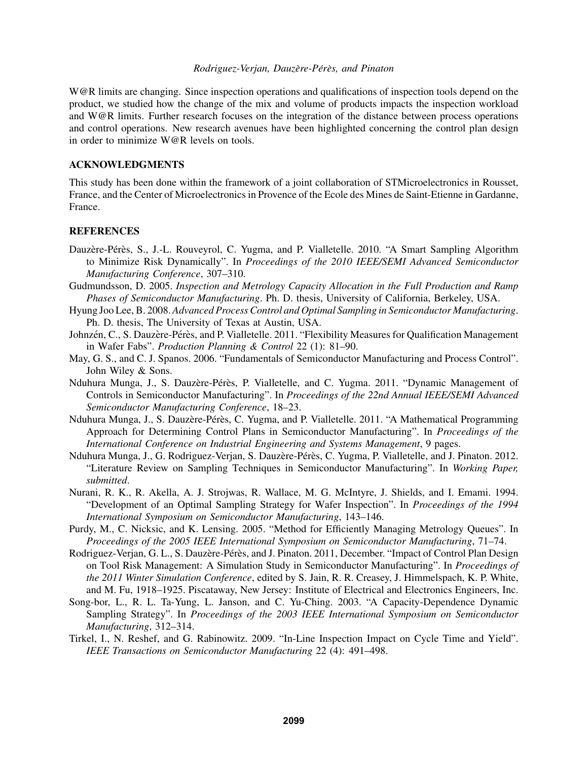W@R limits are changing. Since inspection operations and qualifications of inspection tools depend on the product, we studied how the change of the mix and volume of products impacts the inspection workload and W@R limits. Further research focuses on the integration of the distance between process operations and control operations. New research avenues have been highlighted concerning the control plan design in order to minimize W@R levels on tools.

## ACKNOWLEDGMENTS

This study has been done within the framework of a joint collaboration of STMicroelectronics in Rousset, France, and the Center of Microelectronics in Provence of the Ecole des Mines de Saint-Etienne in Gardanne, France.

## REFERENCES

Dauzère-Pérès, S., J.-L. Rouveyrol, C. Yugma, and P. Vialletelle. 2010. "A Smart Sampling Algorithm to Minimize Risk Dynamically". In *Proceedings of the 2010 IEEE/SEMI Advanced Semiconductor Manufacturing Conference*, 307–310.

Gudmundsson, D. 2005. *Inspection and Metrology Capacity Allocation in the Full Production and Ramp Phases of Semiconductor Manufacturing*. Ph. D. thesis, University of California, Berkeley, USA.

Hyung Joo Lee, B. 2008. *Advanced Process Control and Optimal Sampling in Semiconductor Manufacturing*. Ph. D. thesis, The University of Texas at Austin, USA.

Johnzén, C., S. Dauzère-Pérès, and P. Vialletelle. 2011. "Flexibility Measures for Qualification Management in Wafer Fabs". *Production Planning & Control* 22 (1): 81–90.

May, G. S., and C. J. Spanos. 2006. "Fundamentals of Semiconductor Manufacturing and Process Control". John Wiley & Sons.

Nduhura Munga, J., S. Dauzère-Pérès, P. Vialletelle, and C. Yugma. 2011. "Dynamic Management of Controls in Semiconductor Manufacturing". In *Proceedings of the 22nd Annual IEEE/SEMI Advanced Semiconductor Manufacturing Conference*, 18–23.

Nduhura Munga, J., S. Dauzère-Pérès, C. Yugma, and P. Vialletelle. 2011. "A Mathematical Programming Approach for Determining Control Plans in Semiconductor Manufacturing". In *Proceedings of the International Conference on Industrial Engineering and Systems Management*, 9 pages.

Nduhura Munga, J., G. Rodriguez-Verjan, S. Dauzère-Pérès, C. Yugma, P. Vialletelle, and J. Pinaton. 2012. "Literature Review on Sampling Techniques in Semiconductor Manufacturing". In *Working Paper, submitted*.

Nurani, R. K., R. Akella, A. J. Strojwas, R. Wallace, M. G. McIntyre, J. Shields, and I. Emami. 1994. "Development of an Optimal Sampling Strategy for Wafer Inspection". In *Proceedings of the 1994 International Symposium on Semiconductor Manufacturing*, 143–146.

Purdy, M., C. Nicksic, and K. Lensing. 2005. "Method for Efficiently Managing Metrology Queues". In *Proceedings of the 2005 IEEE International Symposium on Semiconductor Manufacturing*, 71–74.

Rodriguez-Verjan, G. L., S. Dauzère-Pérès, and J. Pinaton. 2011, December. "Impact of Control Plan Design on Tool Risk Management: A Simulation Study in Semiconductor Manufacturing". In *Proceedings of the 2011 Winter Simulation Conference*, edited by S. Jain, R. R. Creasey, J. Himmelspach, K. P. White, and M. Fu, 1918–1925. Piscataway, New Jersey: Institute of Electrical and Electronics Engineers, Inc.

Song-bor, L., R. L. Ta-Yung, L. Janson, and C. Yu-Ching. 2003. "A Capacity-Dependence Dynamic Sampling Strategy". In *Proceedings of the 2003 IEEE International Symposium on Semiconductor Manufacturing*, 312–314.

Tirkel, I., N. Reshef, and G. Rabinowitz. 2009. "In-Line Inspection Impact on Cycle Time and Yield". *IEEE Transactions on Semiconductor Manufacturing* 22 (4): 491–498.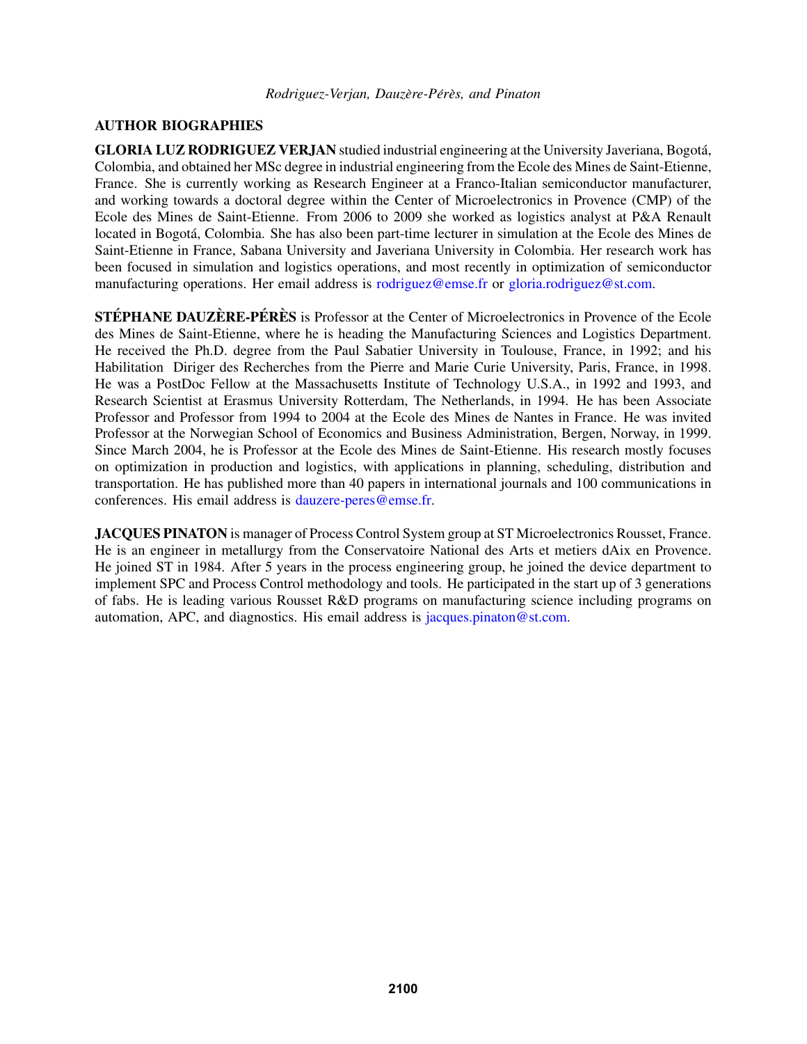## AUTHOR BIOGRAPHIES

**GLORIA LUZ RODRIGUEZ VERJAN** studied industrial engineering at the University Javeriana, Bogotá, Colombia, and obtained her MSc degree in industrial engineering from the Ecole des Mines de Saint-Etienne, France. She is currently working as Research Engineer at a Franco-Italian semiconductor manufacturer, and working towards a doctoral degree within the Center of Microelectronics in Provence (CMP) of the Ecole des Mines de Saint-Etienne. From 2006 to 2009 she worked as logistics analyst at P&A Renault located in Bogotá, Colombia. She has also been part-time lecturer in simulation at the Ecole des Mines de Saint-Etienne in France, Sabana University and Javeriana University in Colombia. Her research work has been focused in simulation and logistics operations, and most recently in optimization of semiconductor manufacturing operations. Her email address is rodriguez@emse.fr or gloria.rodriguez@st.com.

**STÉPHANE DAUZÈRE-PÉRÈS** is Professor at the Center of Microelectronics in Provence of the Ecole des Mines de Saint-Etienne, where he is heading the Manufacturing Sciences and Logistics Department. He received the Ph.D. degree from the Paul Sabatier University in Toulouse, France, in 1992; and his Habilitation Diriger des Recherches from the Pierre and Marie Curie University, Paris, France, in 1998. He was a PostDoc Fellow at the Massachusetts Institute of Technology U.S.A., in 1992 and 1993, and Research Scientist at Erasmus University Rotterdam, The Netherlands, in 1994. He has been Associate Professor and Professor from 1994 to 2004 at the Ecole des Mines de Nantes in France. He was invited Professor at the Norwegian School of Economics and Business Administration, Bergen, Norway, in 1999. Since March 2004, he is Professor at the Ecole des Mines de Saint-Etienne. His research mostly focuses on optimization in production and logistics, with applications in planning, scheduling, distribution and transportation. He has published more than 40 papers in international journals and 100 communications in conferences. His email address is dauzere-peres@emse.fr.

**JACQUES PINATON** is manager of Process Control System group at ST Microelectronics Rousset, France. He is an engineer in metallurgy from the Conservatoire National des Arts et metiers dAix en Provence. He joined ST in 1984. After 5 years in the process engineering group, he joined the device department to implement SPC and Process Control methodology and tools. He participated in the start up of 3 generations of fabs. He is leading various Rousset R&D programs on manufacturing science including programs on automation, APC, and diagnostics. His email address is jacques.pinaton@st.com.